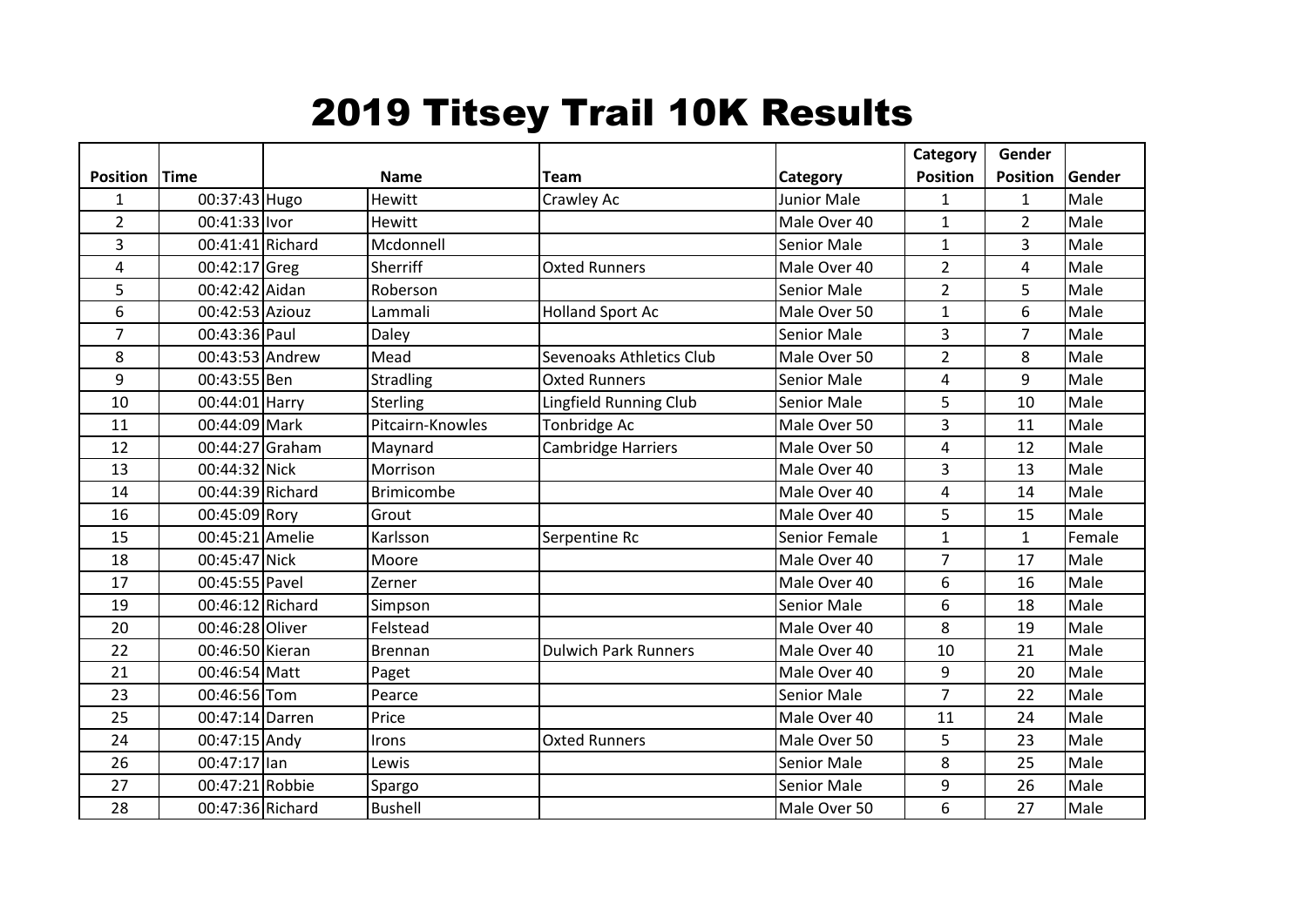# 2019 Titsey Trail 10K Results

| Position | Time | Name | | Team | Category | Category Position | Gender Position | Gender |
|---|---|---|---|---|---|---|---|---|
| 1 | 00:37:43 | Hugo | Hewitt | Crawley Ac | Junior Male | 1 | 1 | Male |
| 2 | 00:41:33 | Ivor | Hewitt | | Male Over 40 | 1 | 2 | Male |
| 3 | 00:41:41 | Richard | Mcdonnell | | Senior Male | 1 | 3 | Male |
| 4 | 00:42:17 | Greg | Sherriff | Oxted Runners | Male Over 40 | 2 | 4 | Male |
| 5 | 00:42:42 | Aidan | Roberson | | Senior Male | 2 | 5 | Male |
| 6 | 00:42:53 | Aziouz | Lammali | Holland Sport Ac | Male Over 50 | 1 | 6 | Male |
| 7 | 00:43:36 | Paul | Daley | | Senior Male | 3 | 7 | Male |
| 8 | 00:43:53 | Andrew | Mead | Sevenoaks Athletics Club | Male Over 50 | 2 | 8 | Male |
| 9 | 00:43:55 | Ben | Stradling | Oxted Runners | Senior Male | 4 | 9 | Male |
| 10 | 00:44:01 | Harry | Sterling | Lingfield Running Club | Senior Male | 5 | 10 | Male |
| 11 | 00:44:09 | Mark | Pitcairn-Knowles | Tonbridge Ac | Male Over 50 | 3 | 11 | Male |
| 12 | 00:44:27 | Graham | Maynard | Cambridge Harriers | Male Over 50 | 4 | 12 | Male |
| 13 | 00:44:32 | Nick | Morrison | | Male Over 40 | 3 | 13 | Male |
| 14 | 00:44:39 | Richard | Brimicombe | | Male Over 40 | 4 | 14 | Male |
| 16 | 00:45:09 | Rory | Grout | | Male Over 40 | 5 | 15 | Male |
| 15 | 00:45:21 | Amelie | Karlsson | Serpentine Rc | Senior Female | 1 | 1 | Female |
| 18 | 00:45:47 | Nick | Moore | | Male Over 40 | 7 | 17 | Male |
| 17 | 00:45:55 | Pavel | Zerner | | Male Over 40 | 6 | 16 | Male |
| 19 | 00:46:12 | Richard | Simpson | | Senior Male | 6 | 18 | Male |
| 20 | 00:46:28 | Oliver | Felstead | | Male Over 40 | 8 | 19 | Male |
| 22 | 00:46:50 | Kieran | Brennan | Dulwich Park Runners | Male Over 40 | 10 | 21 | Male |
| 21 | 00:46:54 | Matt | Paget | | Male Over 40 | 9 | 20 | Male |
| 23 | 00:46:56 | Tom | Pearce | | Senior Male | 7 | 22 | Male |
| 25 | 00:47:14 | Darren | Price | | Male Over 40 | 11 | 24 | Male |
| 24 | 00:47:15 | Andy | Irons | Oxted Runners | Male Over 50 | 5 | 23 | Male |
| 26 | 00:47:17 | Ian | Lewis | | Senior Male | 8 | 25 | Male |
| 27 | 00:47:21 | Robbie | Spargo | | Senior Male | 9 | 26 | Male |
| 28 | 00:47:36 | Richard | Bushell | | Male Over 50 | 6 | 27 | Male |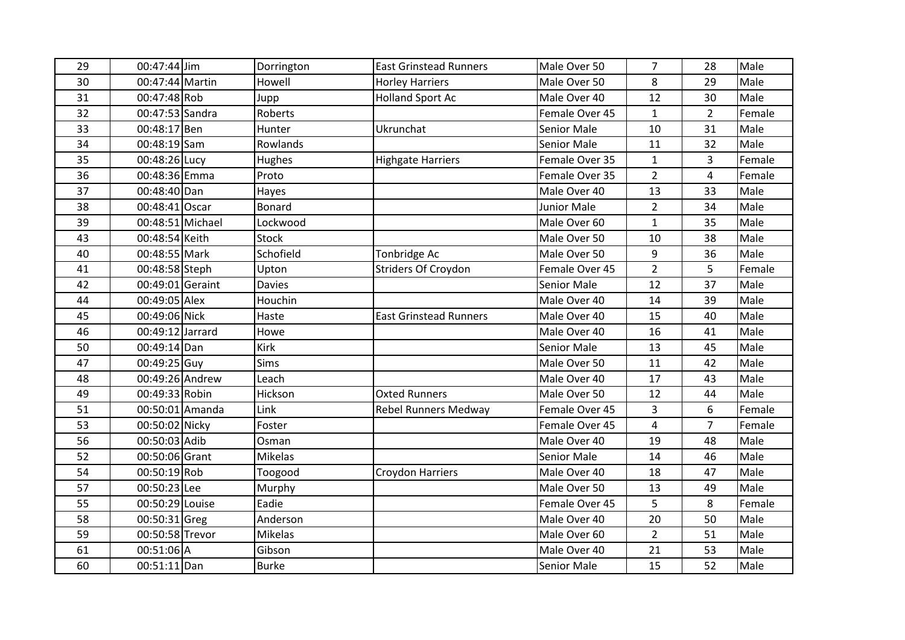| 29 | 00:47:44 | Jim | Dorrington | East Grinstead Runners | Male Over 50 | 7 | 28 | Male |
|---|---|---|---|---|---|---|---|---|
| 30 | 00:47:44 | Martin | Howell | Horley Harriers | Male Over 50 | 8 | 29 | Male |
| 31 | 00:47:48 | Rob | Jupp | Holland Sport Ac | Male Over 40 | 12 | 30 | Male |
| 32 | 00:47:53 | Sandra | Roberts | | Female Over 45 | 1 | 2 | Female |
| 33 | 00:48:17 | Ben | Hunter | Ukrunchat | Senior Male | 10 | 31 | Male |
| 34 | 00:48:19 | Sam | Rowlands | | Senior Male | 11 | 32 | Male |
| 35 | 00:48:26 | Lucy | Hughes | Highgate Harriers | Female Over 35 | 1 | 3 | Female |
| 36 | 00:48:36 | Emma | Proto | | Female Over 35 | 2 | 4 | Female |
| 37 | 00:48:40 | Dan | Hayes | | Male Over 40 | 13 | 33 | Male |
| 38 | 00:48:41 | Oscar | Bonard | | Junior Male | 2 | 34 | Male |
| 39 | 00:48:51 | Michael | Lockwood | | Male Over 60 | 1 | 35 | Male |
| 43 | 00:48:54 | Keith | Stock | | Male Over 50 | 10 | 38 | Male |
| 40 | 00:48:55 | Mark | Schofield | Tonbridge Ac | Male Over 50 | 9 | 36 | Male |
| 41 | 00:48:58 | Steph | Upton | Striders Of Croydon | Female Over 45 | 2 | 5 | Female |
| 42 | 00:49:01 | Geraint | Davies | | Senior Male | 12 | 37 | Male |
| 44 | 00:49:05 | Alex | Houchin | | Male Over 40 | 14 | 39 | Male |
| 45 | 00:49:06 | Nick | Haste | East Grinstead Runners | Male Over 40 | 15 | 40 | Male |
| 46 | 00:49:12 | Jarrard | Howe | | Male Over 40 | 16 | 41 | Male |
| 50 | 00:49:14 | Dan | Kirk | | Senior Male | 13 | 45 | Male |
| 47 | 00:49:25 | Guy | Sims | | Male Over 50 | 11 | 42 | Male |
| 48 | 00:49:26 | Andrew | Leach | | Male Over 40 | 17 | 43 | Male |
| 49 | 00:49:33 | Robin | Hickson | Oxted Runners | Male Over 50 | 12 | 44 | Male |
| 51 | 00:50:01 | Amanda | Link | Rebel Runners Medway | Female Over 45 | 3 | 6 | Female |
| 53 | 00:50:02 | Nicky | Foster | | Female Over 45 | 4 | 7 | Female |
| 56 | 00:50:03 | Adib | Osman | | Male Over 40 | 19 | 48 | Male |
| 52 | 00:50:06 | Grant | Mikelas | | Senior Male | 14 | 46 | Male |
| 54 | 00:50:19 | Rob | Toogood | Croydon Harriers | Male Over 40 | 18 | 47 | Male |
| 57 | 00:50:23 | Lee | Murphy | | Male Over 50 | 13 | 49 | Male |
| 55 | 00:50:29 | Louise | Eadie | | Female Over 45 | 5 | 8 | Female |
| 58 | 00:50:31 | Greg | Anderson | | Male Over 40 | 20 | 50 | Male |
| 59 | 00:50:58 | Trevor | Mikelas | | Male Over 60 | 2 | 51 | Male |
| 61 | 00:51:06 | A | Gibson | | Male Over 40 | 21 | 53 | Male |
| 60 | 00:51:11 | Dan | Burke | | Senior Male | 15 | 52 | Male |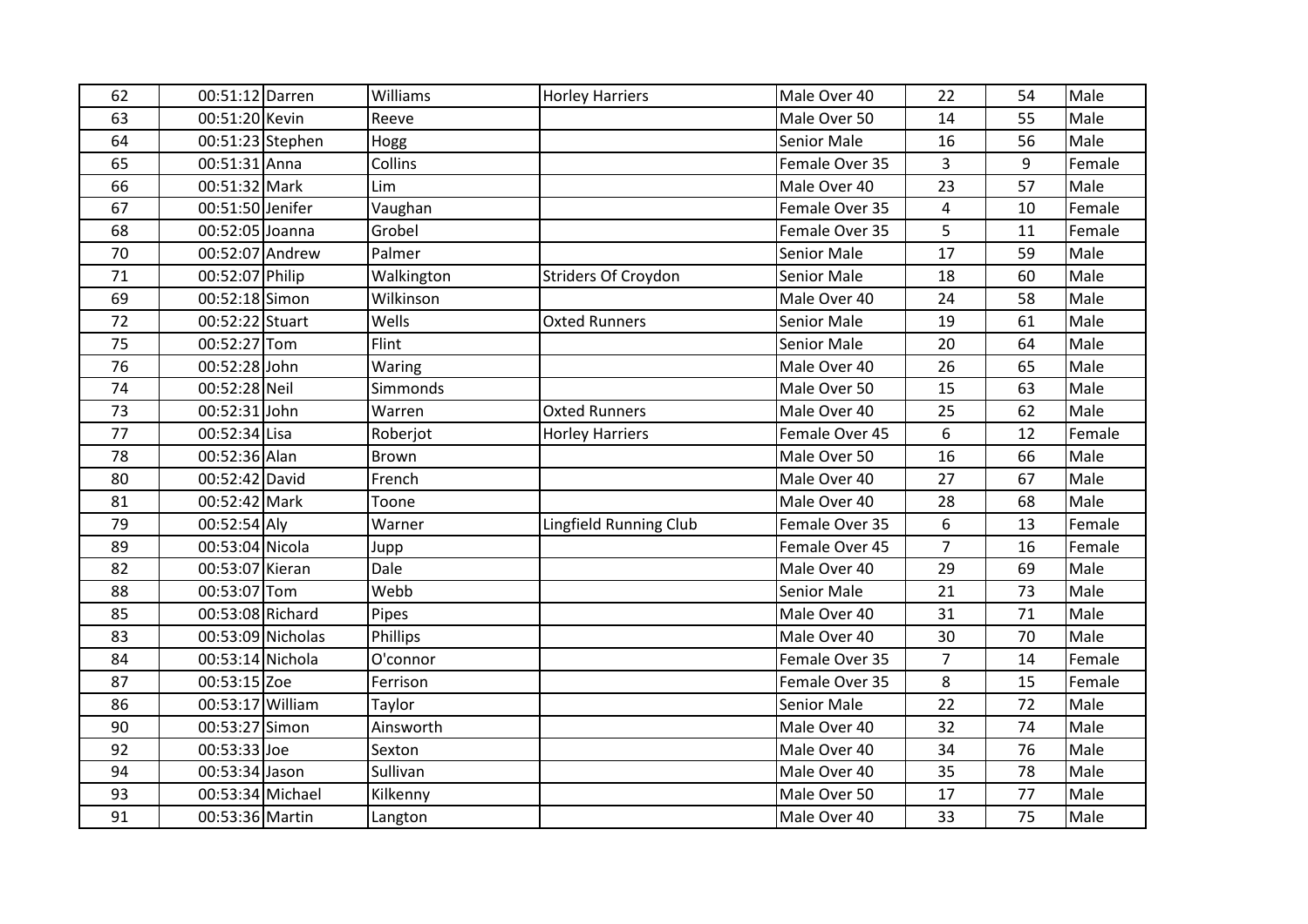| | | | | | | | | |
|---|---|---|---|---|---|---|---|---|
| 62 | 00:51:12 | Darren | Williams | Horley Harriers | Male Over 40 | 22 | 54 | Male |
| 63 | 00:51:20 | Kevin | Reeve | | Male Over 50 | 14 | 55 | Male |
| 64 | 00:51:23 | Stephen | Hogg | | Senior Male | 16 | 56 | Male |
| 65 | 00:51:31 | Anna | Collins | | Female Over 35 | 3 | 9 | Female |
| 66 | 00:51:32 | Mark | Lim | | Male Over 40 | 23 | 57 | Male |
| 67 | 00:51:50 | Jenifer | Vaughan | | Female Over 35 | 4 | 10 | Female |
| 68 | 00:52:05 | Joanna | Grobel | | Female Over 35 | 5 | 11 | Female |
| 70 | 00:52:07 | Andrew | Palmer | | Senior Male | 17 | 59 | Male |
| 71 | 00:52:07 | Philip | Walkington | Striders Of Croydon | Senior Male | 18 | 60 | Male |
| 69 | 00:52:18 | Simon | Wilkinson | | Male Over 40 | 24 | 58 | Male |
| 72 | 00:52:22 | Stuart | Wells | Oxted Runners | Senior Male | 19 | 61 | Male |
| 75 | 00:52:27 | Tom | Flint | | Senior Male | 20 | 64 | Male |
| 76 | 00:52:28 | John | Waring | | Male Over 40 | 26 | 65 | Male |
| 74 | 00:52:28 | Neil | Simmonds | | Male Over 50 | 15 | 63 | Male |
| 73 | 00:52:31 | John | Warren | Oxted Runners | Male Over 40 | 25 | 62 | Male |
| 77 | 00:52:34 | Lisa | Roberjot | Horley Harriers | Female Over 45 | 6 | 12 | Female |
| 78 | 00:52:36 | Alan | Brown | | Male Over 50 | 16 | 66 | Male |
| 80 | 00:52:42 | David | French | | Male Over 40 | 27 | 67 | Male |
| 81 | 00:52:42 | Mark | Toone | | Male Over 40 | 28 | 68 | Male |
| 79 | 00:52:54 | Aly | Warner | Lingfield Running Club | Female Over 35 | 6 | 13 | Female |
| 89 | 00:53:04 | Nicola | Jupp | | Female Over 45 | 7 | 16 | Female |
| 82 | 00:53:07 | Kieran | Dale | | Male Over 40 | 29 | 69 | Male |
| 88 | 00:53:07 | Tom | Webb | | Senior Male | 21 | 73 | Male |
| 85 | 00:53:08 | Richard | Pipes | | Male Over 40 | 31 | 71 | Male |
| 83 | 00:53:09 | Nicholas | Phillips | | Male Over 40 | 30 | 70 | Male |
| 84 | 00:53:14 | Nichola | O'connor | | Female Over 35 | 7 | 14 | Female |
| 87 | 00:53:15 | Zoe | Ferrison | | Female Over 35 | 8 | 15 | Female |
| 86 | 00:53:17 | William | Taylor | | Senior Male | 22 | 72 | Male |
| 90 | 00:53:27 | Simon | Ainsworth | | Male Over 40 | 32 | 74 | Male |
| 92 | 00:53:33 | Joe | Sexton | | Male Over 40 | 34 | 76 | Male |
| 94 | 00:53:34 | Jason | Sullivan | | Male Over 40 | 35 | 78 | Male |
| 93 | 00:53:34 | Michael | Kilkenny | | Male Over 50 | 17 | 77 | Male |
| 91 | 00:53:36 | Martin | Langton | | Male Over 40 | 33 | 75 | Male |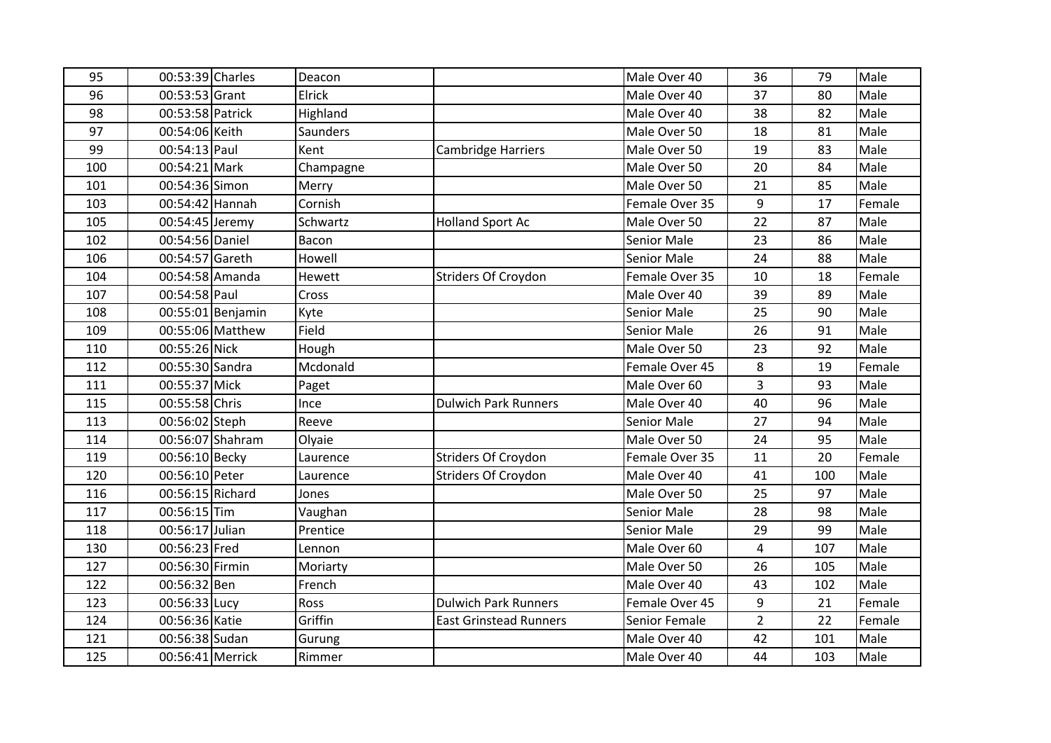| 95 | 00:53:39 | Charles | Deacon | | Male Over 40 | 36 | 79 | Male |
|---|---|---|---|---|---|---|---|---|
| 96 | 00:53:53 | Grant | Elrick | | Male Over 40 | 37 | 80 | Male |
| 98 | 00:53:58 | Patrick | Highland | | Male Over 40 | 38 | 82 | Male |
| 97 | 00:54:06 | Keith | Saunders | | Male Over 50 | 18 | 81 | Male |
| 99 | 00:54:13 | Paul | Kent | Cambridge Harriers | Male Over 50 | 19 | 83 | Male |
| 100 | 00:54:21 | Mark | Champagne | | Male Over 50 | 20 | 84 | Male |
| 101 | 00:54:36 | Simon | Merry | | Male Over 50 | 21 | 85 | Male |
| 103 | 00:54:42 | Hannah | Cornish | | Female Over 35 | 9 | 17 | Female |
| 105 | 00:54:45 | Jeremy | Schwartz | Holland Sport Ac | Male Over 50 | 22 | 87 | Male |
| 102 | 00:54:56 | Daniel | Bacon | | Senior Male | 23 | 86 | Male |
| 106 | 00:54:57 | Gareth | Howell | | Senior Male | 24 | 88 | Male |
| 104 | 00:54:58 | Amanda | Hewett | Striders Of Croydon | Female Over 35 | 10 | 18 | Female |
| 107 | 00:54:58 | Paul | Cross | | Male Over 40 | 39 | 89 | Male |
| 108 | 00:55:01 | Benjamin | Kyte | | Senior Male | 25 | 90 | Male |
| 109 | 00:55:06 | Matthew | Field | | Senior Male | 26 | 91 | Male |
| 110 | 00:55:26 | Nick | Hough | | Male Over 50 | 23 | 92 | Male |
| 112 | 00:55:30 | Sandra | Mcdonald | | Female Over 45 | 8 | 19 | Female |
| 111 | 00:55:37 | Mick | Paget | | Male Over 60 | 3 | 93 | Male |
| 115 | 00:55:58 | Chris | Ince | Dulwich Park Runners | Male Over 40 | 40 | 96 | Male |
| 113 | 00:56:02 | Steph | Reeve | | Senior Male | 27 | 94 | Male |
| 114 | 00:56:07 | Shahram | Olyaie | | Male Over 50 | 24 | 95 | Male |
| 119 | 00:56:10 | Becky | Laurence | Striders Of Croydon | Female Over 35 | 11 | 20 | Female |
| 120 | 00:56:10 | Peter | Laurence | Striders Of Croydon | Male Over 40 | 41 | 100 | Male |
| 116 | 00:56:15 | Richard | Jones | | Male Over 50 | 25 | 97 | Male |
| 117 | 00:56:15 | Tim | Vaughan | | Senior Male | 28 | 98 | Male |
| 118 | 00:56:17 | Julian | Prentice | | Senior Male | 29 | 99 | Male |
| 130 | 00:56:23 | Fred | Lennon | | Male Over 60 | 4 | 107 | Male |
| 127 | 00:56:30 | Firmin | Moriarty | | Male Over 50 | 26 | 105 | Male |
| 122 | 00:56:32 | Ben | French | | Male Over 40 | 43 | 102 | Male |
| 123 | 00:56:33 | Lucy | Ross | Dulwich Park Runners | Female Over 45 | 9 | 21 | Female |
| 124 | 00:56:36 | Katie | Griffin | East Grinstead Runners | Senior Female | 2 | 22 | Female |
| 121 | 00:56:38 | Sudan | Gurung | | Male Over 40 | 42 | 101 | Male |
| 125 | 00:56:41 | Merrick | Rimmer | | Male Over 40 | 44 | 103 | Male |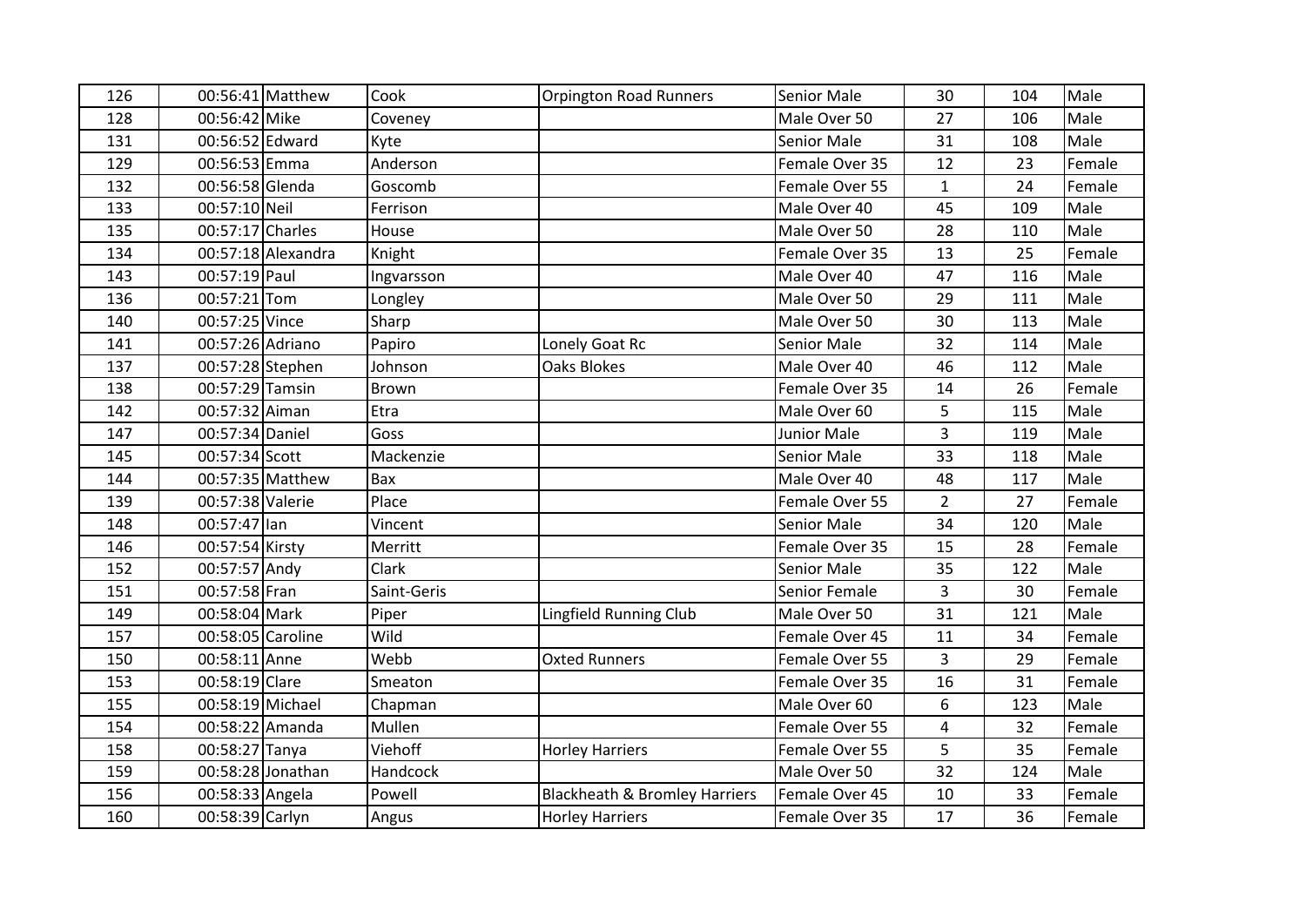| 126 | 00:56:41 | Matthew | Cook | Orpington Road Runners | Senior Male | 30 | 104 | Male |
|---|---|---|---|---|---|---|---|---|
| 128 | 00:56:42 | Mike | Coveney | | Male Over 50 | 27 | 106 | Male |
| 131 | 00:56:52 | Edward | Kyte | | Senior Male | 31 | 108 | Male |
| 129 | 00:56:53 | Emma | Anderson | | Female Over 35 | 12 | 23 | Female |
| 132 | 00:56:58 | Glenda | Goscomb | | Female Over 55 | 1 | 24 | Female |
| 133 | 00:57:10 | Neil | Ferrison | | Male Over 40 | 45 | 109 | Male |
| 135 | 00:57:17 | Charles | House | | Male Over 50 | 28 | 110 | Male |
| 134 | 00:57:18 | Alexandra | Knight | | Female Over 35 | 13 | 25 | Female |
| 143 | 00:57:19 | Paul | Ingvarsson | | Male Over 40 | 47 | 116 | Male |
| 136 | 00:57:21 | Tom | Longley | | Male Over 50 | 29 | 111 | Male |
| 140 | 00:57:25 | Vince | Sharp | | Male Over 50 | 30 | 113 | Male |
| 141 | 00:57:26 | Adriano | Papiro | Lonely Goat Rc | Senior Male | 32 | 114 | Male |
| 137 | 00:57:28 | Stephen | Johnson | Oaks Blokes | Male Over 40 | 46 | 112 | Male |
| 138 | 00:57:29 | Tamsin | Brown | | Female Over 35 | 14 | 26 | Female |
| 142 | 00:57:32 | Aiman | Etra | | Male Over 60 | 5 | 115 | Male |
| 147 | 00:57:34 | Daniel | Goss | | Junior Male | 3 | 119 | Male |
| 145 | 00:57:34 | Scott | Mackenzie | | Senior Male | 33 | 118 | Male |
| 144 | 00:57:35 | Matthew | Bax | | Male Over 40 | 48 | 117 | Male |
| 139 | 00:57:38 | Valerie | Place | | Female Over 55 | 2 | 27 | Female |
| 148 | 00:57:47 | Ian | Vincent | | Senior Male | 34 | 120 | Male |
| 146 | 00:57:54 | Kirsty | Merritt | | Female Over 35 | 15 | 28 | Female |
| 152 | 00:57:57 | Andy | Clark | | Senior Male | 35 | 122 | Male |
| 151 | 00:57:58 | Fran | Saint-Geris | | Senior Female | 3 | 30 | Female |
| 149 | 00:58:04 | Mark | Piper | Lingfield Running Club | Male Over 50 | 31 | 121 | Male |
| 157 | 00:58:05 | Caroline | Wild | | Female Over 45 | 11 | 34 | Female |
| 150 | 00:58:11 | Anne | Webb | Oxted Runners | Female Over 55 | 3 | 29 | Female |
| 153 | 00:58:19 | Clare | Smeaton | | Female Over 35 | 16 | 31 | Female |
| 155 | 00:58:19 | Michael | Chapman | | Male Over 60 | 6 | 123 | Male |
| 154 | 00:58:22 | Amanda | Mullen | | Female Over 55 | 4 | 32 | Female |
| 158 | 00:58:27 | Tanya | Viehoff | Horley Harriers | Female Over 55 | 5 | 35 | Female |
| 159 | 00:58:28 | Jonathan | Handcock | | Male Over 50 | 32 | 124 | Male |
| 156 | 00:58:33 | Angela | Powell | Blackheath & Bromley Harriers | Female Over 45 | 10 | 33 | Female |
| 160 | 00:58:39 | Carlyn | Angus | Horley Harriers | Female Over 35 | 17 | 36 | Female |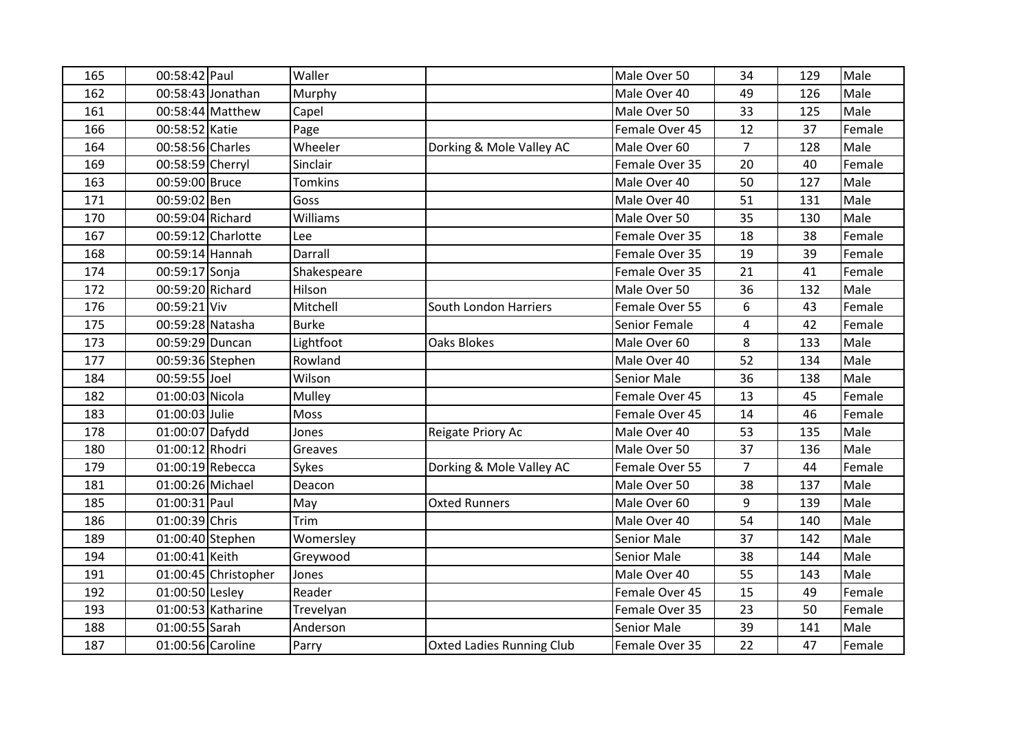| 165 | 00:58:42 | Paul | Waller | | Male Over 50 | 34 | 129 | Male |
|---|---|---|---|---|---|---|---|---|
| 162 | 00:58:43 | Jonathan | Murphy | | Male Over 40 | 49 | 126 | Male |
| 161 | 00:58:44 | Matthew | Capel | | Male Over 50 | 33 | 125 | Male |
| 166 | 00:58:52 | Katie | Page | | Female Over 45 | 12 | 37 | Female |
| 164 | 00:58:56 | Charles | Wheeler | Dorking & Mole Valley AC | Male Over 60 | 7 | 128 | Male |
| 169 | 00:58:59 | Cherryl | Sinclair | | Female Over 35 | 20 | 40 | Female |
| 163 | 00:59:00 | Bruce | Tomkins | | Male Over 40 | 50 | 127 | Male |
| 171 | 00:59:02 | Ben | Goss | | Male Over 40 | 51 | 131 | Male |
| 170 | 00:59:04 | Richard | Williams | | Male Over 50 | 35 | 130 | Male |
| 167 | 00:59:12 | Charlotte | Lee | | Female Over 35 | 18 | 38 | Female |
| 168 | 00:59:14 | Hannah | Darrall | | Female Over 35 | 19 | 39 | Female |
| 174 | 00:59:17 | Sonja | Shakespeare | | Female Over 35 | 21 | 41 | Female |
| 172 | 00:59:20 | Richard | Hilson | | Male Over 50 | 36 | 132 | Male |
| 176 | 00:59:21 | Viv | Mitchell | South London Harriers | Female Over 55 | 6 | 43 | Female |
| 175 | 00:59:28 | Natasha | Burke | | Senior Female | 4 | 42 | Female |
| 173 | 00:59:29 | Duncan | Lightfoot | Oaks Blokes | Male Over 60 | 8 | 133 | Male |
| 177 | 00:59:36 | Stephen | Rowland | | Male Over 40 | 52 | 134 | Male |
| 184 | 00:59:55 | Joel | Wilson | | Senior Male | 36 | 138 | Male |
| 182 | 01:00:03 | Nicola | Mulley | | Female Over 45 | 13 | 45 | Female |
| 183 | 01:00:03 | Julie | Moss | | Female Over 45 | 14 | 46 | Female |
| 178 | 01:00:07 | Dafydd | Jones | Reigate Priory Ac | Male Over 40 | 53 | 135 | Male |
| 180 | 01:00:12 | Rhodri | Greaves | | Male Over 50 | 37 | 136 | Male |
| 179 | 01:00:19 | Rebecca | Sykes | Dorking & Mole Valley AC | Female Over 55 | 7 | 44 | Female |
| 181 | 01:00:26 | Michael | Deacon | | Male Over 50 | 38 | 137 | Male |
| 185 | 01:00:31 | Paul | May | Oxted Runners | Male Over 60 | 9 | 139 | Male |
| 186 | 01:00:39 | Chris | Trim | | Male Over 40 | 54 | 140 | Male |
| 189 | 01:00:40 | Stephen | Womersley | | Senior Male | 37 | 142 | Male |
| 194 | 01:00:41 | Keith | Greywood | | Senior Male | 38 | 144 | Male |
| 191 | 01:00:45 | Christopher | Jones | | Male Over 40 | 55 | 143 | Male |
| 192 | 01:00:50 | Lesley | Reader | | Female Over 45 | 15 | 49 | Female |
| 193 | 01:00:53 | Katharine | Trevelyan | | Female Over 35 | 23 | 50 | Female |
| 188 | 01:00:55 | Sarah | Anderson | | Senior Male | 39 | 141 | Male |
| 187 | 01:00:56 | Caroline | Parry | Oxted Ladies Running Club | Female Over 35 | 22 | 47 | Female |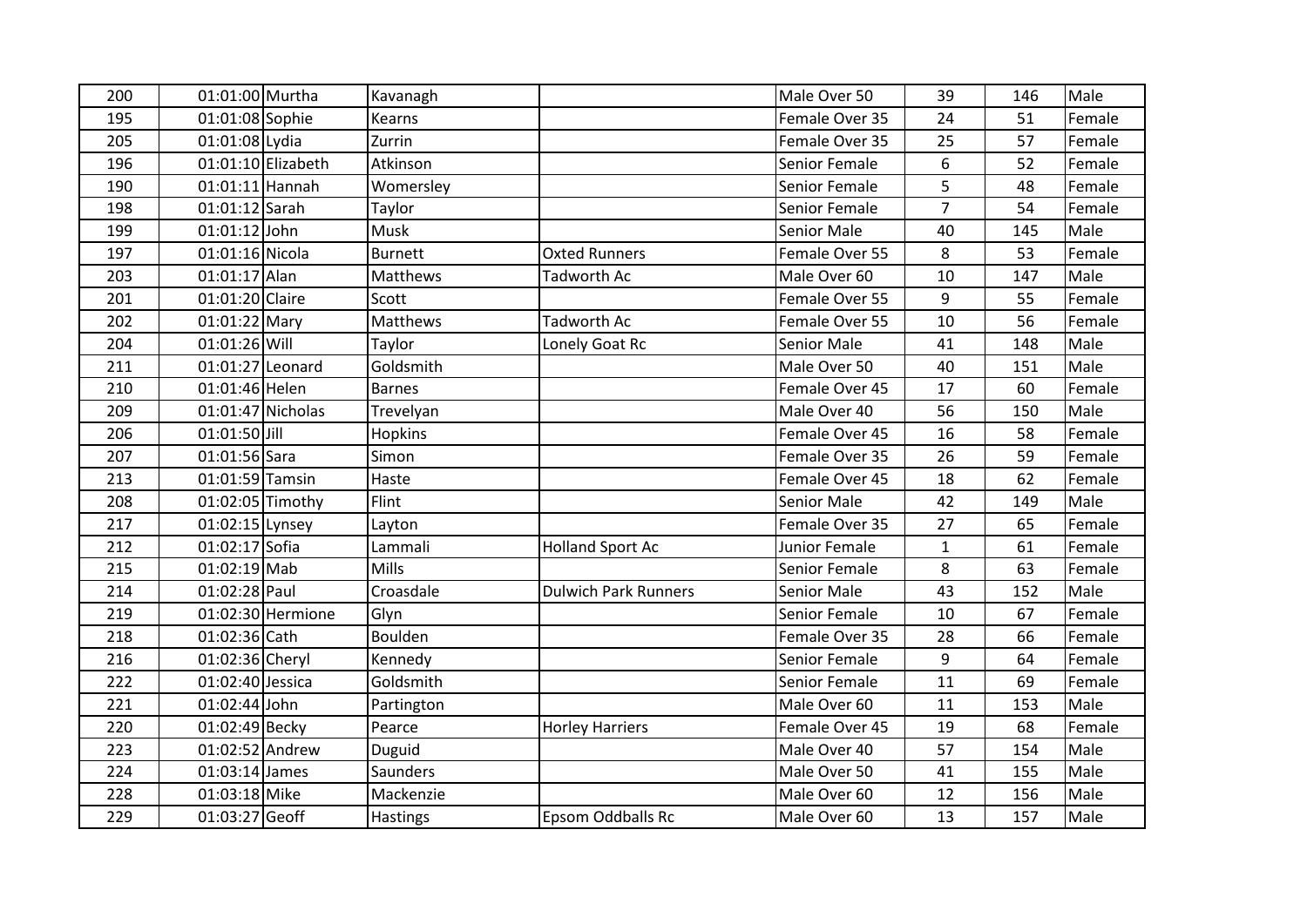| | | | | | | | | |
|---|---|---|---|---|---|---|---|---|
| 200 | 01:01:00 | Murtha | Kavanagh | | Male Over 50 | 39 | 146 | Male |
| 195 | 01:01:08 | Sophie | Kearns | | Female Over 35 | 24 | 51 | Female |
| 205 | 01:01:08 | Lydia | Zurrin | | Female Over 35 | 25 | 57 | Female |
| 196 | 01:01:10 | Elizabeth | Atkinson | | Senior Female | 6 | 52 | Female |
| 190 | 01:01:11 | Hannah | Womersley | | Senior Female | 5 | 48 | Female |
| 198 | 01:01:12 | Sarah | Taylor | | Senior Female | 7 | 54 | Female |
| 199 | 01:01:12 | John | Musk | | Senior Male | 40 | 145 | Male |
| 197 | 01:01:16 | Nicola | Burnett | Oxted Runners | Female Over 55 | 8 | 53 | Female |
| 203 | 01:01:17 | Alan | Matthews | Tadworth Ac | Male Over 60 | 10 | 147 | Male |
| 201 | 01:01:20 | Claire | Scott | | Female Over 55 | 9 | 55 | Female |
| 202 | 01:01:22 | Mary | Matthews | Tadworth Ac | Female Over 55 | 10 | 56 | Female |
| 204 | 01:01:26 | Will | Taylor | Lonely Goat Rc | Senior Male | 41 | 148 | Male |
| 211 | 01:01:27 | Leonard | Goldsmith | | Male Over 50 | 40 | 151 | Male |
| 210 | 01:01:46 | Helen | Barnes | | Female Over 45 | 17 | 60 | Female |
| 209 | 01:01:47 | Nicholas | Trevelyan | | Male Over 40 | 56 | 150 | Male |
| 206 | 01:01:50 | Jill | Hopkins | | Female Over 45 | 16 | 58 | Female |
| 207 | 01:01:56 | Sara | Simon | | Female Over 35 | 26 | 59 | Female |
| 213 | 01:01:59 | Tamsin | Haste | | Female Over 45 | 18 | 62 | Female |
| 208 | 01:02:05 | Timothy | Flint | | Senior Male | 42 | 149 | Male |
| 217 | 01:02:15 | Lynsey | Layton | | Female Over 35 | 27 | 65 | Female |
| 212 | 01:02:17 | Sofia | Lammali | Holland Sport Ac | Junior Female | 1 | 61 | Female |
| 215 | 01:02:19 | Mab | Mills | | Senior Female | 8 | 63 | Female |
| 214 | 01:02:28 | Paul | Croasdale | Dulwich Park Runners | Senior Male | 43 | 152 | Male |
| 219 | 01:02:30 | Hermione | Glyn | | Senior Female | 10 | 67 | Female |
| 218 | 01:02:36 | Cath | Boulden | | Female Over 35 | 28 | 66 | Female |
| 216 | 01:02:36 | Cheryl | Kennedy | | Senior Female | 9 | 64 | Female |
| 222 | 01:02:40 | Jessica | Goldsmith | | Senior Female | 11 | 69 | Female |
| 221 | 01:02:44 | John | Partington | | Male Over 60 | 11 | 153 | Male |
| 220 | 01:02:49 | Becky | Pearce | Horley Harriers | Female Over 45 | 19 | 68 | Female |
| 223 | 01:02:52 | Andrew | Duguid | | Male Over 40 | 57 | 154 | Male |
| 224 | 01:03:14 | James | Saunders | | Male Over 50 | 41 | 155 | Male |
| 228 | 01:03:18 | Mike | Mackenzie | | Male Over 60 | 12 | 156 | Male |
| 229 | 01:03:27 | Geoff | Hastings | Epsom Oddballs Rc | Male Over 60 | 13 | 157 | Male |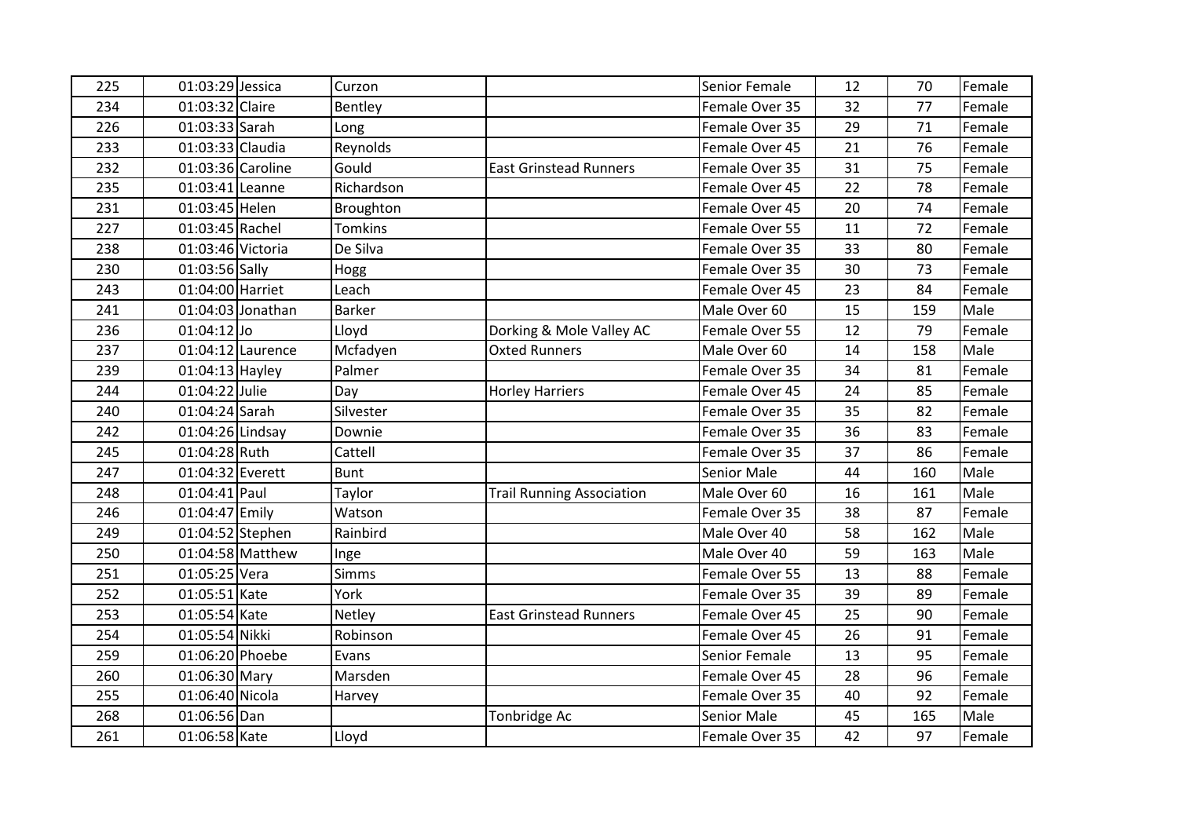| 225 | 01:03:29 | Jessica | Curzon | | Senior Female | 12 | 70 | Female |
|---|---|---|---|---|---|---|---|---|
| 234 | 01:03:32 | Claire | Bentley | | Female Over 35 | 32 | 77 | Female |
| 226 | 01:03:33 | Sarah | Long | | Female Over 35 | 29 | 71 | Female |
| 233 | 01:03:33 | Claudia | Reynolds | | Female Over 45 | 21 | 76 | Female |
| 232 | 01:03:36 | Caroline | Gould | East Grinstead Runners | Female Over 35 | 31 | 75 | Female |
| 235 | 01:03:41 | Leanne | Richardson | | Female Over 45 | 22 | 78 | Female |
| 231 | 01:03:45 | Helen | Broughton | | Female Over 45 | 20 | 74 | Female |
| 227 | 01:03:45 | Rachel | Tomkins | | Female Over 55 | 11 | 72 | Female |
| 238 | 01:03:46 | Victoria | De Silva | | Female Over 35 | 33 | 80 | Female |
| 230 | 01:03:56 | Sally | Hogg | | Female Over 35 | 30 | 73 | Female |
| 243 | 01:04:00 | Harriet | Leach | | Female Over 45 | 23 | 84 | Female |
| 241 | 01:04:03 | Jonathan | Barker | | Male Over 60 | 15 | 159 | Male |
| 236 | 01:04:12 | Jo | Lloyd | Dorking & Mole Valley AC | Female Over 55 | 12 | 79 | Female |
| 237 | 01:04:12 | Laurence | Mcfadyen | Oxted Runners | Male Over 60 | 14 | 158 | Male |
| 239 | 01:04:13 | Hayley | Palmer | | Female Over 35 | 34 | 81 | Female |
| 244 | 01:04:22 | Julie | Day | Horley Harriers | Female Over 45 | 24 | 85 | Female |
| 240 | 01:04:24 | Sarah | Silvester | | Female Over 35 | 35 | 82 | Female |
| 242 | 01:04:26 | Lindsay | Downie | | Female Over 35 | 36 | 83 | Female |
| 245 | 01:04:28 | Ruth | Cattell | | Female Over 35 | 37 | 86 | Female |
| 247 | 01:04:32 | Everett | Bunt | | Senior Male | 44 | 160 | Male |
| 248 | 01:04:41 | Paul | Taylor | Trail Running Association | Male Over 60 | 16 | 161 | Male |
| 246 | 01:04:47 | Emily | Watson | | Female Over 35 | 38 | 87 | Female |
| 249 | 01:04:52 | Stephen | Rainbird | | Male Over 40 | 58 | 162 | Male |
| 250 | 01:04:58 | Matthew | Inge | | Male Over 40 | 59 | 163 | Male |
| 251 | 01:05:25 | Vera | Simms | | Female Over 55 | 13 | 88 | Female |
| 252 | 01:05:51 | Kate | York | | Female Over 35 | 39 | 89 | Female |
| 253 | 01:05:54 | Kate | Netley | East Grinstead Runners | Female Over 45 | 25 | 90 | Female |
| 254 | 01:05:54 | Nikki | Robinson | | Female Over 45 | 26 | 91 | Female |
| 259 | 01:06:20 | Phoebe | Evans | | Senior Female | 13 | 95 | Female |
| 260 | 01:06:30 | Mary | Marsden | | Female Over 45 | 28 | 96 | Female |
| 255 | 01:06:40 | Nicola | Harvey | | Female Over 35 | 40 | 92 | Female |
| 268 | 01:06:56 | Dan | | Tonbridge Ac | Senior Male | 45 | 165 | Male |
| 261 | 01:06:58 | Kate | Lloyd | | Female Over 35 | 42 | 97 | Female |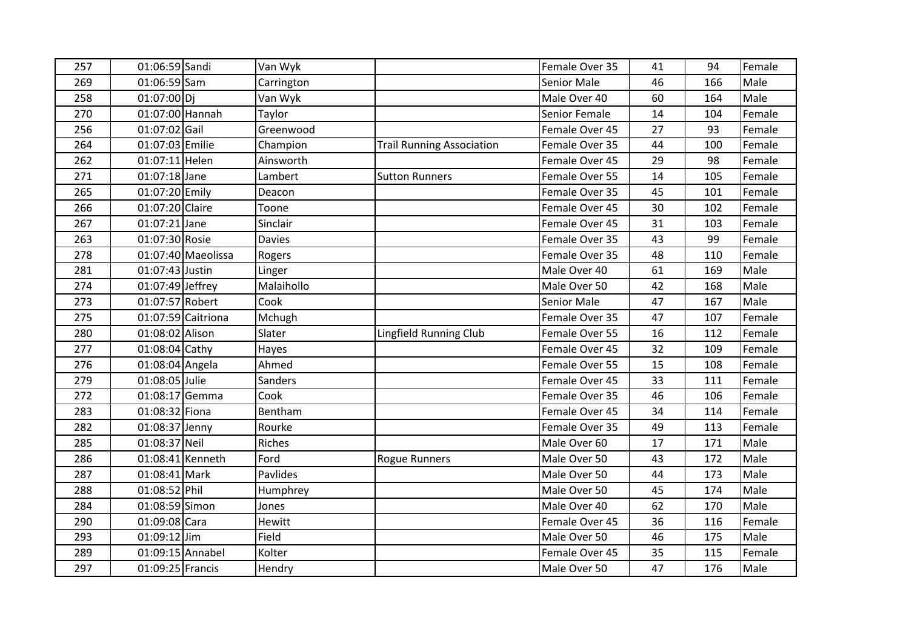| | | | | | | | | |
|---|---|---|---|---|---|---|---|---|
| 257 | 01:06:59 | Sandi | Van Wyk | | Female Over 35 | 41 | 94 | Female |
| 269 | 01:06:59 | Sam | Carrington | | Senior Male | 46 | 166 | Male |
| 258 | 01:07:00 | Dj | Van Wyk | | Male Over 40 | 60 | 164 | Male |
| 270 | 01:07:00 | Hannah | Taylor | | Senior Female | 14 | 104 | Female |
| 256 | 01:07:02 | Gail | Greenwood | | Female Over 45 | 27 | 93 | Female |
| 264 | 01:07:03 | Emilie | Champion | Trail Running Association | Female Over 35 | 44 | 100 | Female |
| 262 | 01:07:11 | Helen | Ainsworth | | Female Over 45 | 29 | 98 | Female |
| 271 | 01:07:18 | Jane | Lambert | Sutton Runners | Female Over 55 | 14 | 105 | Female |
| 265 | 01:07:20 | Emily | Deacon | | Female Over 35 | 45 | 101 | Female |
| 266 | 01:07:20 | Claire | Toone | | Female Over 45 | 30 | 102 | Female |
| 267 | 01:07:21 | Jane | Sinclair | | Female Over 45 | 31 | 103 | Female |
| 263 | 01:07:30 | Rosie | Davies | | Female Over 35 | 43 | 99 | Female |
| 278 | 01:07:40 | Maeolissa | Rogers | | Female Over 35 | 48 | 110 | Female |
| 281 | 01:07:43 | Justin | Linger | | Male Over 40 | 61 | 169 | Male |
| 274 | 01:07:49 | Jeffrey | Malaihollo | | Male Over 50 | 42 | 168 | Male |
| 273 | 01:07:57 | Robert | Cook | | Senior Male | 47 | 167 | Male |
| 275 | 01:07:59 | Caitriona | Mchugh | | Female Over 35 | 47 | 107 | Female |
| 280 | 01:08:02 | Alison | Slater | Lingfield Running Club | Female Over 55 | 16 | 112 | Female |
| 277 | 01:08:04 | Cathy | Hayes | | Female Over 45 | 32 | 109 | Female |
| 276 | 01:08:04 | Angela | Ahmed | | Female Over 55 | 15 | 108 | Female |
| 279 | 01:08:05 | Julie | Sanders | | Female Over 45 | 33 | 111 | Female |
| 272 | 01:08:17 | Gemma | Cook | | Female Over 35 | 46 | 106 | Female |
| 283 | 01:08:32 | Fiona | Bentham | | Female Over 45 | 34 | 114 | Female |
| 282 | 01:08:37 | Jenny | Rourke | | Female Over 35 | 49 | 113 | Female |
| 285 | 01:08:37 | Neil | Riches | | Male Over 60 | 17 | 171 | Male |
| 286 | 01:08:41 | Kenneth | Ford | Rogue Runners | Male Over 50 | 43 | 172 | Male |
| 287 | 01:08:41 | Mark | Pavlides | | Male Over 50 | 44 | 173 | Male |
| 288 | 01:08:52 | Phil | Humphrey | | Male Over 50 | 45 | 174 | Male |
| 284 | 01:08:59 | Simon | Jones | | Male Over 40 | 62 | 170 | Male |
| 290 | 01:09:08 | Cara | Hewitt | | Female Over 45 | 36 | 116 | Female |
| 293 | 01:09:12 | Jim | Field | | Male Over 50 | 46 | 175 | Male |
| 289 | 01:09:15 | Annabel | Kolter | | Female Over 45 | 35 | 115 | Female |
| 297 | 01:09:25 | Francis | Hendry | | Male Over 50 | 47 | 176 | Male |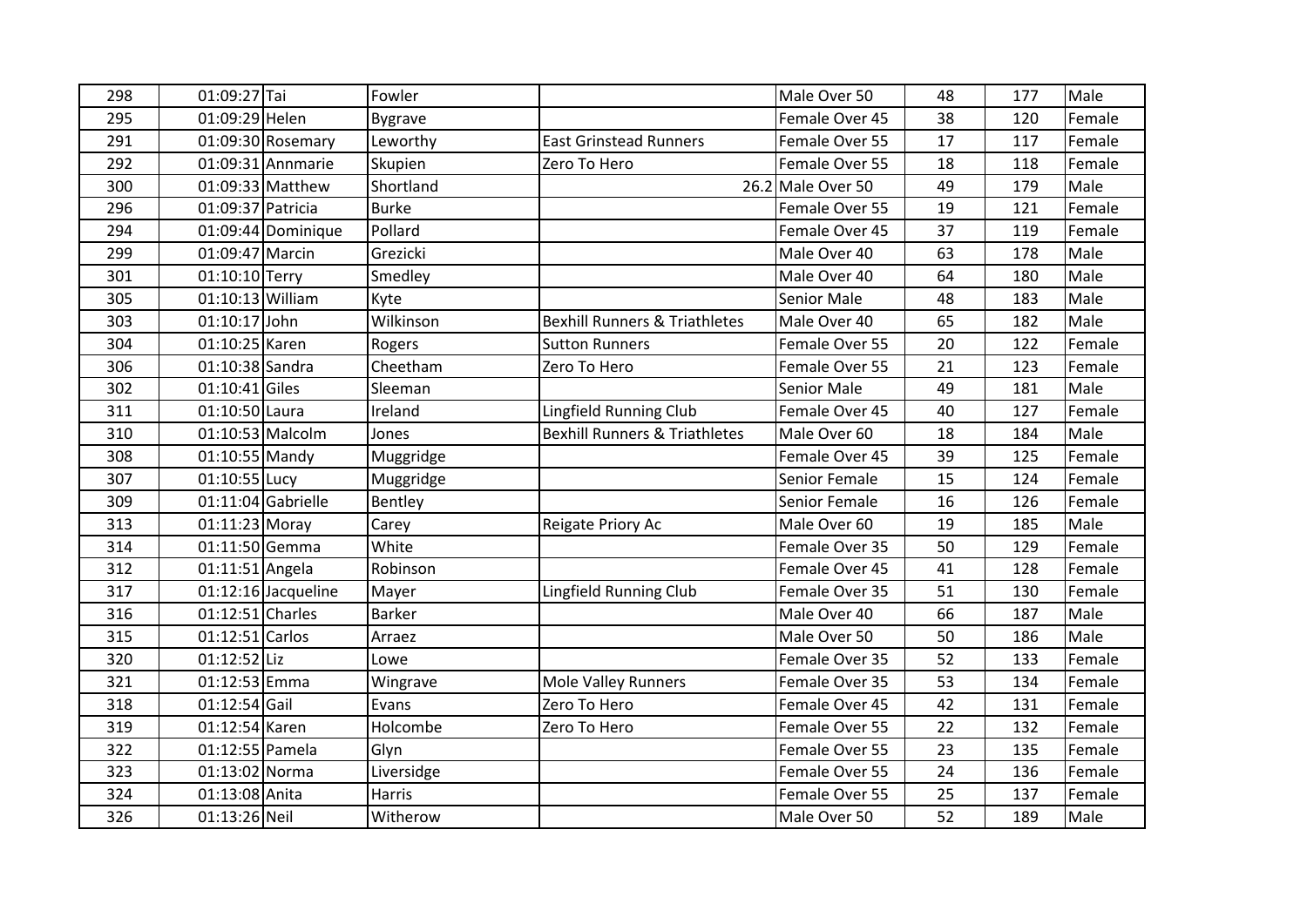| | | | | | | | | |
|---|---|---|---|---|---|---|---|---|
| 298 | 01:09:27 | Tai | Fowler | | Male Over 50 | 48 | 177 | Male |
| 295 | 01:09:29 | Helen | Bygrave | | Female Over 45 | 38 | 120 | Female |
| 291 | 01:09:30 | Rosemary | Leworthy | East Grinstead Runners | Female Over 55 | 17 | 117 | Female |
| 292 | 01:09:31 | Annmarie | Skupien | Zero To Hero | Female Over 55 | 18 | 118 | Female |
| 300 | 01:09:33 | Matthew | Shortland | 26.2 | Male Over 50 | 49 | 179 | Male |
| 296 | 01:09:37 | Patricia | Burke | | Female Over 55 | 19 | 121 | Female |
| 294 | 01:09:44 | Dominique | Pollard | | Female Over 45 | 37 | 119 | Female |
| 299 | 01:09:47 | Marcin | Grezicki | | Male Over 40 | 63 | 178 | Male |
| 301 | 01:10:10 | Terry | Smedley | | Male Over 40 | 64 | 180 | Male |
| 305 | 01:10:13 | William | Kyte | | Senior Male | 48 | 183 | Male |
| 303 | 01:10:17 | John | Wilkinson | Bexhill Runners & Triathletes | Male Over 40 | 65 | 182 | Male |
| 304 | 01:10:25 | Karen | Rogers | Sutton Runners | Female Over 55 | 20 | 122 | Female |
| 306 | 01:10:38 | Sandra | Cheetham | Zero To Hero | Female Over 55 | 21 | 123 | Female |
| 302 | 01:10:41 | Giles | Sleeman | | Senior Male | 49 | 181 | Male |
| 311 | 01:10:50 | Laura | Ireland | Lingfield Running Club | Female Over 45 | 40 | 127 | Female |
| 310 | 01:10:53 | Malcolm | Jones | Bexhill Runners & Triathletes | Male Over 60 | 18 | 184 | Male |
| 308 | 01:10:55 | Mandy | Muggridge | | Female Over 45 | 39 | 125 | Female |
| 307 | 01:10:55 | Lucy | Muggridge | | Senior Female | 15 | 124 | Female |
| 309 | 01:11:04 | Gabrielle | Bentley | | Senior Female | 16 | 126 | Female |
| 313 | 01:11:23 | Moray | Carey | Reigate Priory Ac | Male Over 60 | 19 | 185 | Male |
| 314 | 01:11:50 | Gemma | White | | Female Over 35 | 50 | 129 | Female |
| 312 | 01:11:51 | Angela | Robinson | | Female Over 45 | 41 | 128 | Female |
| 317 | 01:12:16 | Jacqueline | Mayer | Lingfield Running Club | Female Over 35 | 51 | 130 | Female |
| 316 | 01:12:51 | Charles | Barker | | Male Over 40 | 66 | 187 | Male |
| 315 | 01:12:51 | Carlos | Arraez | | Male Over 50 | 50 | 186 | Male |
| 320 | 01:12:52 | Liz | Lowe | | Female Over 35 | 52 | 133 | Female |
| 321 | 01:12:53 | Emma | Wingrave | Mole Valley Runners | Female Over 35 | 53 | 134 | Female |
| 318 | 01:12:54 | Gail | Evans | Zero To Hero | Female Over 45 | 42 | 131 | Female |
| 319 | 01:12:54 | Karen | Holcombe | Zero To Hero | Female Over 55 | 22 | 132 | Female |
| 322 | 01:12:55 | Pamela | Glyn | | Female Over 55 | 23 | 135 | Female |
| 323 | 01:13:02 | Norma | Liversidge | | Female Over 55 | 24 | 136 | Female |
| 324 | 01:13:08 | Anita | Harris | | Female Over 55 | 25 | 137 | Female |
| 326 | 01:13:26 | Neil | Witherow | | Male Over 50 | 52 | 189 | Male |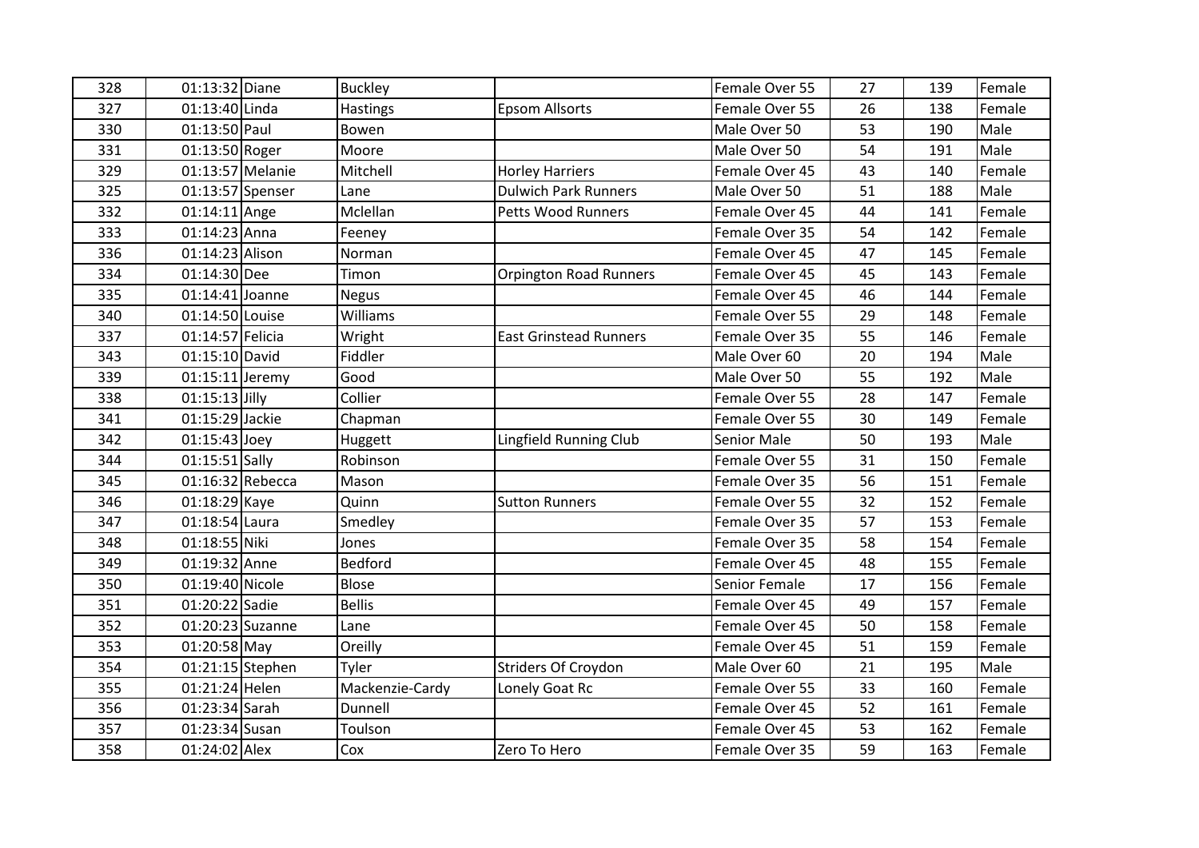| 328 | 01:13:32 | Diane | Buckley | | Female Over 55 | 27 | 139 | Female |
|---|---|---|---|---|---|---|---|---|
| 327 | 01:13:40 | Linda | Hastings | Epsom Allsorts | Female Over 55 | 26 | 138 | Female |
| 330 | 01:13:50 | Paul | Bowen | | Male Over 50 | 53 | 190 | Male |
| 331 | 01:13:50 | Roger | Moore | | Male Over 50 | 54 | 191 | Male |
| 329 | 01:13:57 | Melanie | Mitchell | Horley Harriers | Female Over 45 | 43 | 140 | Female |
| 325 | 01:13:57 | Spenser | Lane | Dulwich Park Runners | Male Over 50 | 51 | 188 | Male |
| 332 | 01:14:11 | Ange | Mclellan | Petts Wood Runners | Female Over 45 | 44 | 141 | Female |
| 333 | 01:14:23 | Anna | Feeney | | Female Over 35 | 54 | 142 | Female |
| 336 | 01:14:23 | Alison | Norman | | Female Over 45 | 47 | 145 | Female |
| 334 | 01:14:30 | Dee | Timon | Orpington Road Runners | Female Over 45 | 45 | 143 | Female |
| 335 | 01:14:41 | Joanne | Negus | | Female Over 45 | 46 | 144 | Female |
| 340 | 01:14:50 | Louise | Williams | | Female Over 55 | 29 | 148 | Female |
| 337 | 01:14:57 | Felicia | Wright | East Grinstead Runners | Female Over 35 | 55 | 146 | Female |
| 343 | 01:15:10 | David | Fiddler | | Male Over 60 | 20 | 194 | Male |
| 339 | 01:15:11 | Jeremy | Good | | Male Over 50 | 55 | 192 | Male |
| 338 | 01:15:13 | Jilly | Collier | | Female Over 55 | 28 | 147 | Female |
| 341 | 01:15:29 | Jackie | Chapman | | Female Over 55 | 30 | 149 | Female |
| 342 | 01:15:43 | Joey | Huggett | Lingfield Running Club | Senior Male | 50 | 193 | Male |
| 344 | 01:15:51 | Sally | Robinson | | Female Over 55 | 31 | 150 | Female |
| 345 | 01:16:32 | Rebecca | Mason | | Female Over 35 | 56 | 151 | Female |
| 346 | 01:18:29 | Kaye | Quinn | Sutton Runners | Female Over 55 | 32 | 152 | Female |
| 347 | 01:18:54 | Laura | Smedley | | Female Over 35 | 57 | 153 | Female |
| 348 | 01:18:55 | Niki | Jones | | Female Over 35 | 58 | 154 | Female |
| 349 | 01:19:32 | Anne | Bedford | | Female Over 45 | 48 | 155 | Female |
| 350 | 01:19:40 | Nicole | Blose | | Senior Female | 17 | 156 | Female |
| 351 | 01:20:22 | Sadie | Bellis | | Female Over 45 | 49 | 157 | Female |
| 352 | 01:20:23 | Suzanne | Lane | | Female Over 45 | 50 | 158 | Female |
| 353 | 01:20:58 | May | Oreilly | | Female Over 45 | 51 | 159 | Female |
| 354 | 01:21:15 | Stephen | Tyler | Striders Of Croydon | Male Over 60 | 21 | 195 | Male |
| 355 | 01:21:24 | Helen | Mackenzie-Cardy | Lonely Goat Rc | Female Over 55 | 33 | 160 | Female |
| 356 | 01:23:34 | Sarah | Dunnell | | Female Over 45 | 52 | 161 | Female |
| 357 | 01:23:34 | Susan | Toulson | | Female Over 45 | 53 | 162 | Female |
| 358 | 01:24:02 | Alex | Cox | Zero To Hero | Female Over 35 | 59 | 163 | Female |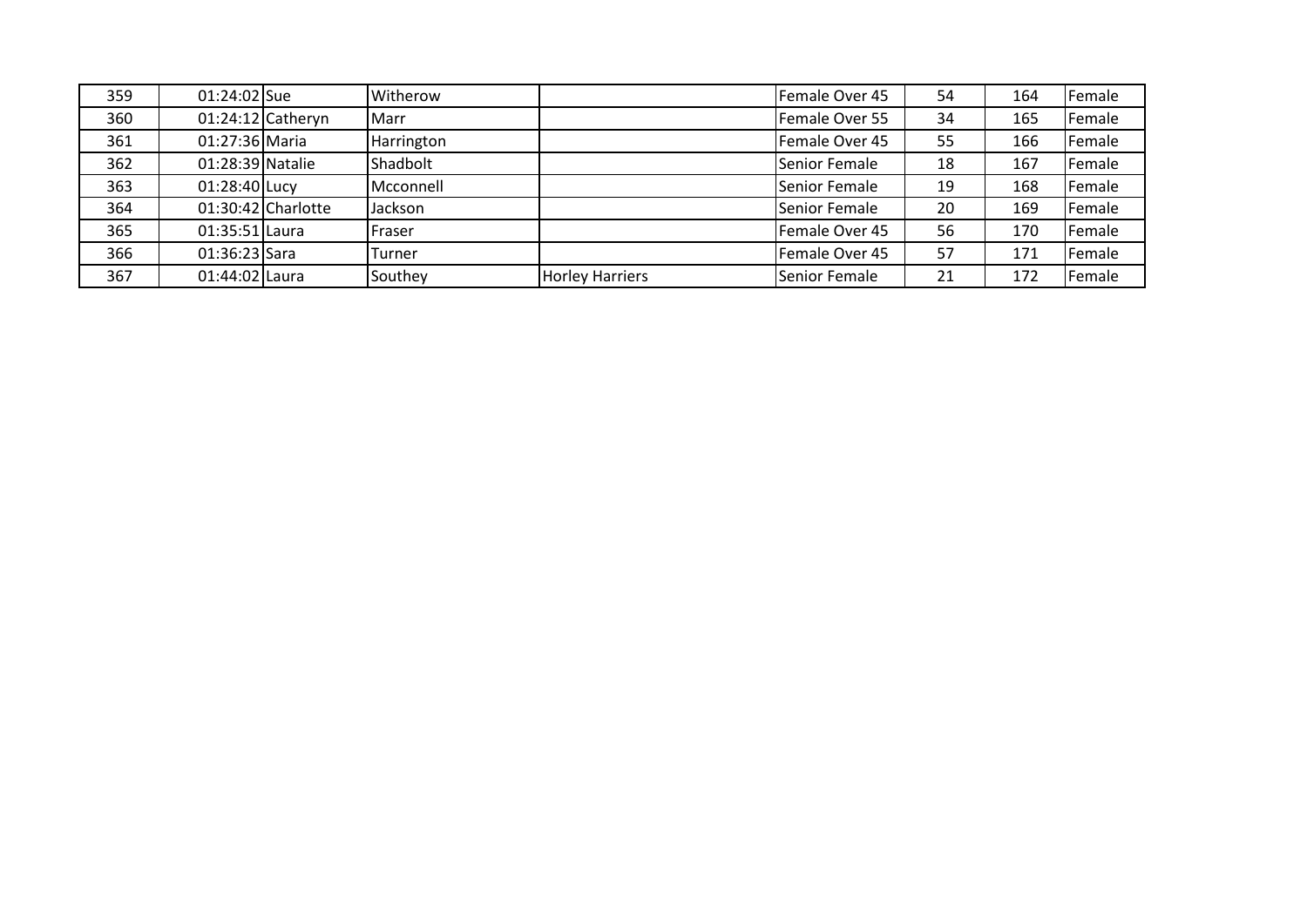| | | | | | | | | |
|---|---|---|---|---|---|---|---|---|
| 359 | 01:24:02 | Sue | Witherow | | Female Over 45 | 54 | 164 | Female |
| 360 | 01:24:12 | Catheryn | Marr | | Female Over 55 | 34 | 165 | Female |
| 361 | 01:27:36 | Maria | Harrington | | Female Over 45 | 55 | 166 | Female |
| 362 | 01:28:39 | Natalie | Shadbolt | | Senior Female | 18 | 167 | Female |
| 363 | 01:28:40 | Lucy | Mcconnell | | Senior Female | 19 | 168 | Female |
| 364 | 01:30:42 | Charlotte | Jackson | | Senior Female | 20 | 169 | Female |
| 365 | 01:35:51 | Laura | Fraser | | Female Over 45 | 56 | 170 | Female |
| 366 | 01:36:23 | Sara | Turner | | Female Over 45 | 57 | 171 | Female |
| 367 | 01:44:02 | Laura | Southey | Horley Harriers | Senior Female | 21 | 172 | Female |